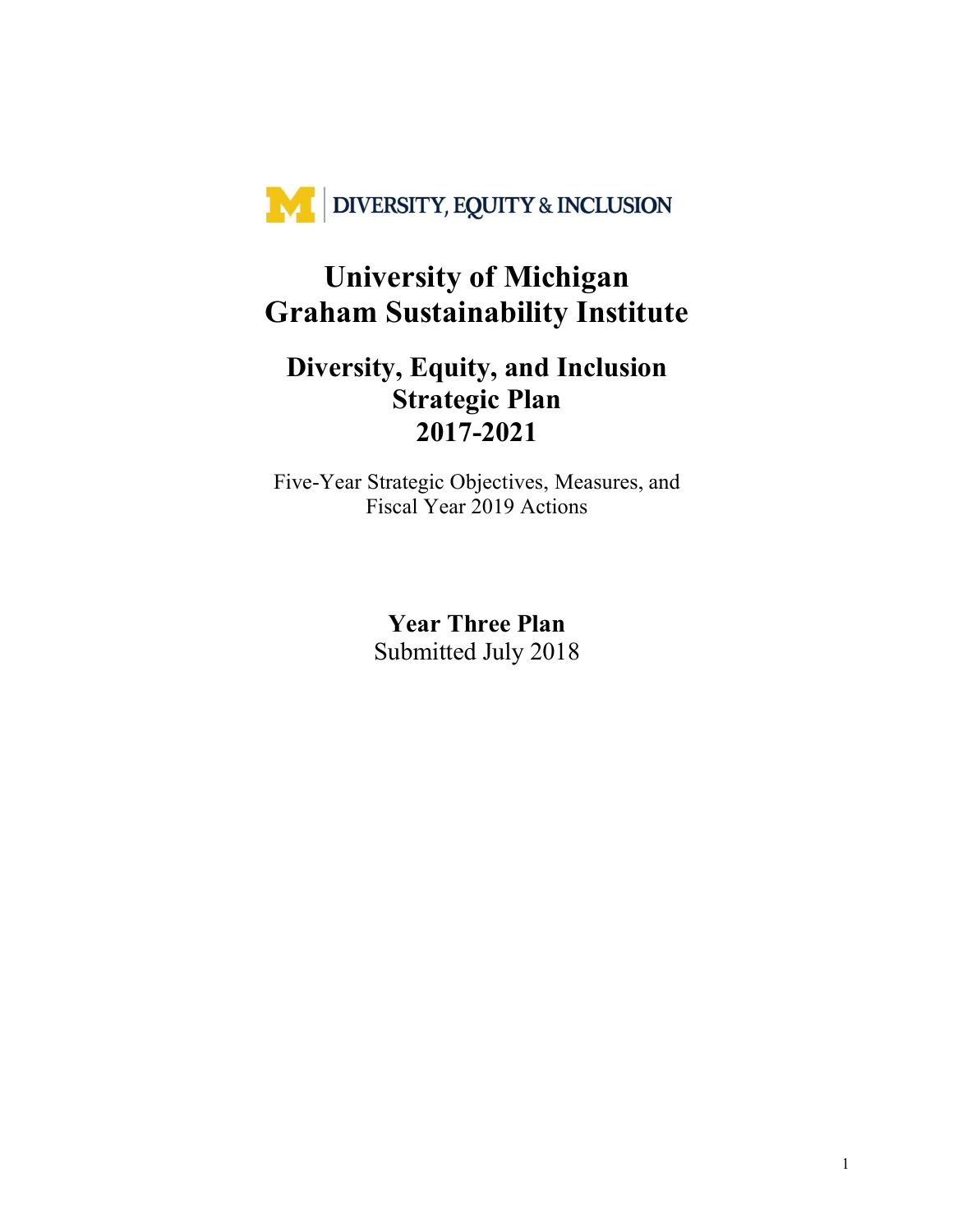DIVERSITY, EQUITY & INCLUSION

# University of Michigan
# Graham Sustainability Institute

## Diversity, Equity, and Inclusion Strategic Plan 2017-2021

Five-Year Strategic Objectives, Measures, and Fiscal Year 2019 Actions

**Year Three Plan**
Submitted July 2018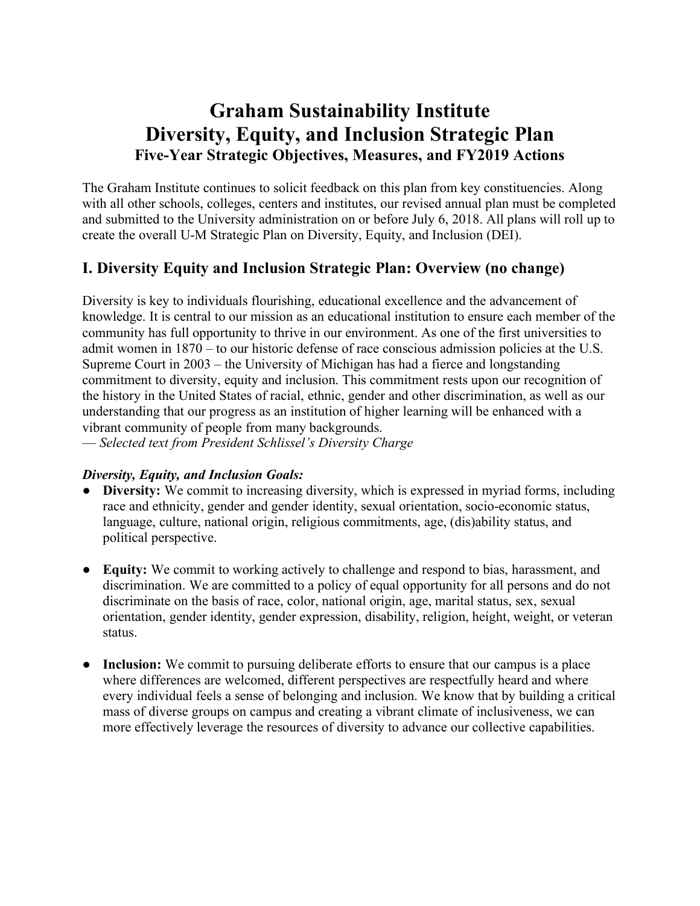# Graham Sustainability Institute
# Diversity, Equity, and Inclusion Strategic Plan
### Five-Year Strategic Objectives, Measures, and FY2019 Actions

The Graham Institute continues to solicit feedback on this plan from key constituencies. Along with all other schools, colleges, centers and institutes, our revised annual plan must be completed and submitted to the University administration on or before July 6, 2018. All plans will roll up to create the overall U-M Strategic Plan on Diversity, Equity, and Inclusion (DEI).

## I. Diversity Equity and Inclusion Strategic Plan: Overview (no change)

Diversity is key to individuals flourishing, educational excellence and the advancement of knowledge. It is central to our mission as an educational institution to ensure each member of the community has full opportunity to thrive in our environment. As one of the first universities to admit women in 1870 – to our historic defense of race conscious admission policies at the U.S. Supreme Court in 2003 – the University of Michigan has had a fierce and longstanding commitment to diversity, equity and inclusion. This commitment rests upon our recognition of the history in the United States of racial, ethnic, gender and other discrimination, as well as our understanding that our progress as an institution of higher learning will be enhanced with a vibrant community of people from many backgrounds.
— *Selected text from President Schlissel's Diversity Charge*

***Diversity, Equity, and Inclusion Goals:***

- **Diversity:** We commit to increasing diversity, which is expressed in myriad forms, including race and ethnicity, gender and gender identity, sexual orientation, socio-economic status, language, culture, national origin, religious commitments, age, (dis)ability status, and political perspective.

- **Equity:** We commit to working actively to challenge and respond to bias, harassment, and discrimination. We are committed to a policy of equal opportunity for all persons and do not discriminate on the basis of race, color, national origin, age, marital status, sex, sexual orientation, gender identity, gender expression, disability, religion, height, weight, or veteran status.

- **Inclusion:** We commit to pursuing deliberate efforts to ensure that our campus is a place where differences are welcomed, different perspectives are respectfully heard and where every individual feels a sense of belonging and inclusion. We know that by building a critical mass of diverse groups on campus and creating a vibrant climate of inclusiveness, we can more effectively leverage the resources of diversity to advance our collective capabilities.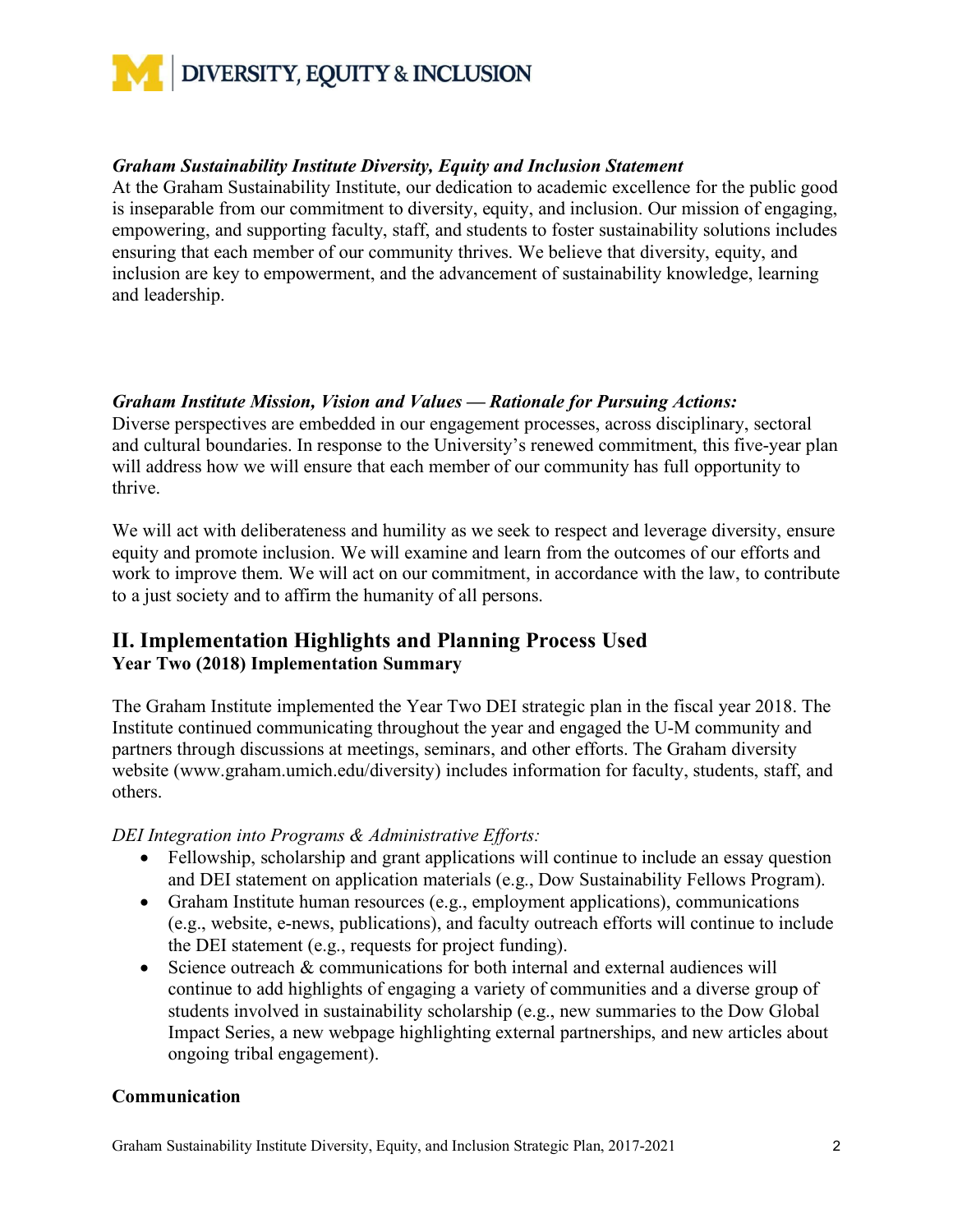***Graham Sustainability Institute Diversity, Equity and Inclusion Statement***

At the Graham Sustainability Institute, our dedication to academic excellence for the public good is inseparable from our commitment to diversity, equity, and inclusion. Our mission of engaging, empowering, and supporting faculty, staff, and students to foster sustainability solutions includes ensuring that each member of our community thrives. We believe that diversity, equity, and inclusion are key to empowerment, and the advancement of sustainability knowledge, learning and leadership.

***Graham Institute Mission, Vision and Values — Rationale for Pursuing Actions:***

Diverse perspectives are embedded in our engagement processes, across disciplinary, sectoral and cultural boundaries. In response to the University's renewed commitment, this five-year plan will address how we will ensure that each member of our community has full opportunity to thrive.

We will act with deliberateness and humility as we seek to respect and leverage diversity, ensure equity and promote inclusion. We will examine and learn from the outcomes of our efforts and work to improve them. We will act on our commitment, in accordance with the law, to contribute to a just society and to affirm the humanity of all persons.

## II. Implementation Highlights and Planning Process Used

**Year Two (2018) Implementation Summary**

The Graham Institute implemented the Year Two DEI strategic plan in the fiscal year 2018. The Institute continued communicating throughout the year and engaged the U-M community and partners through discussions at meetings, seminars, and other efforts. The Graham diversity website (www.graham.umich.edu/diversity) includes information for faculty, students, staff, and others.

*DEI Integration into Programs & Administrative Efforts:*

- Fellowship, scholarship and grant applications will continue to include an essay question and DEI statement on application materials (e.g., Dow Sustainability Fellows Program).
- Graham Institute human resources (e.g., employment applications), communications (e.g., website, e-news, publications), and faculty outreach efforts will continue to include the DEI statement (e.g., requests for project funding).
- Science outreach & communications for both internal and external audiences will continue to add highlights of engaging a variety of communities and a diverse group of students involved in sustainability scholarship (e.g., new summaries to the Dow Global Impact Series, a new webpage highlighting external partnerships, and new articles about ongoing tribal engagement).

**Communication**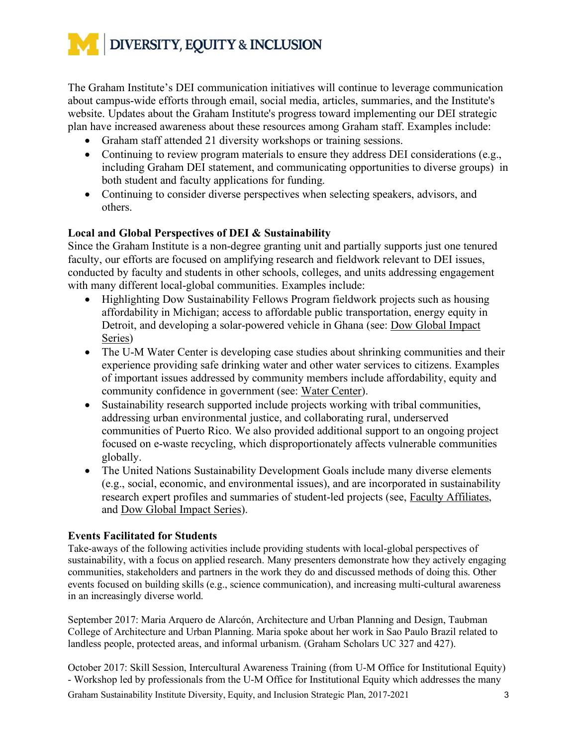The Graham Institute's DEI communication initiatives will continue to leverage communication about campus-wide efforts through email, social media, articles, summaries, and the Institute's website. Updates about the Graham Institute's progress toward implementing our DEI strategic plan have increased awareness about these resources among Graham staff. Examples include:

- Graham staff attended 21 diversity workshops or training sessions.
- Continuing to review program materials to ensure they address DEI considerations (e.g., including Graham DEI statement, and communicating opportunities to diverse groups) in both student and faculty applications for funding.
- Continuing to consider diverse perspectives when selecting speakers, advisors, and others.

### Local and Global Perspectives of DEI & Sustainability

Since the Graham Institute is a non-degree granting unit and partially supports just one tenured faculty, our efforts are focused on amplifying research and fieldwork relevant to DEI issues, conducted by faculty and students in other schools, colleges, and units addressing engagement with many different local-global communities. Examples include:

- Highlighting Dow Sustainability Fellows Program fieldwork projects such as housing affordability in Michigan; access to affordable public transportation, energy equity in Detroit, and developing a solar-powered vehicle in Ghana (see: Dow Global Impact Series)
- The U-M Water Center is developing case studies about shrinking communities and their experience providing safe drinking water and other water services to citizens. Examples of important issues addressed by community members include affordability, equity and community confidence in government (see: Water Center).
- Sustainability research supported include projects working with tribal communities, addressing urban environmental justice, and collaborating rural, underserved communities of Puerto Rico. We also provided additional support to an ongoing project focused on e-waste recycling, which disproportionately affects vulnerable communities globally.
- The United Nations Sustainability Development Goals include many diverse elements (e.g., social, economic, and environmental issues), and are incorporated in sustainability research expert profiles and summaries of student-led projects (see, Faculty Affiliates, and Dow Global Impact Series).

### Events Facilitated for Students

Take-aways of the following activities include providing students with local-global perspectives of sustainability, with a focus on applied research. Many presenters demonstrate how they actively engaging communities, stakeholders and partners in the work they do and discussed methods of doing this. Other events focused on building skills (e.g., science communication), and increasing multi-cultural awareness in an increasingly diverse world.

September 2017: Maria Arquero de Alarcón, Architecture and Urban Planning and Design, Taubman College of Architecture and Urban Planning. Maria spoke about her work in Sao Paulo Brazil related to landless people, protected areas, and informal urbanism. (Graham Scholars UC 327 and 427).

October 2017: Skill Session, Intercultural Awareness Training (from U-M Office for Institutional Equity) - Workshop led by professionals from the U-M Office for Institutional Equity which addresses the many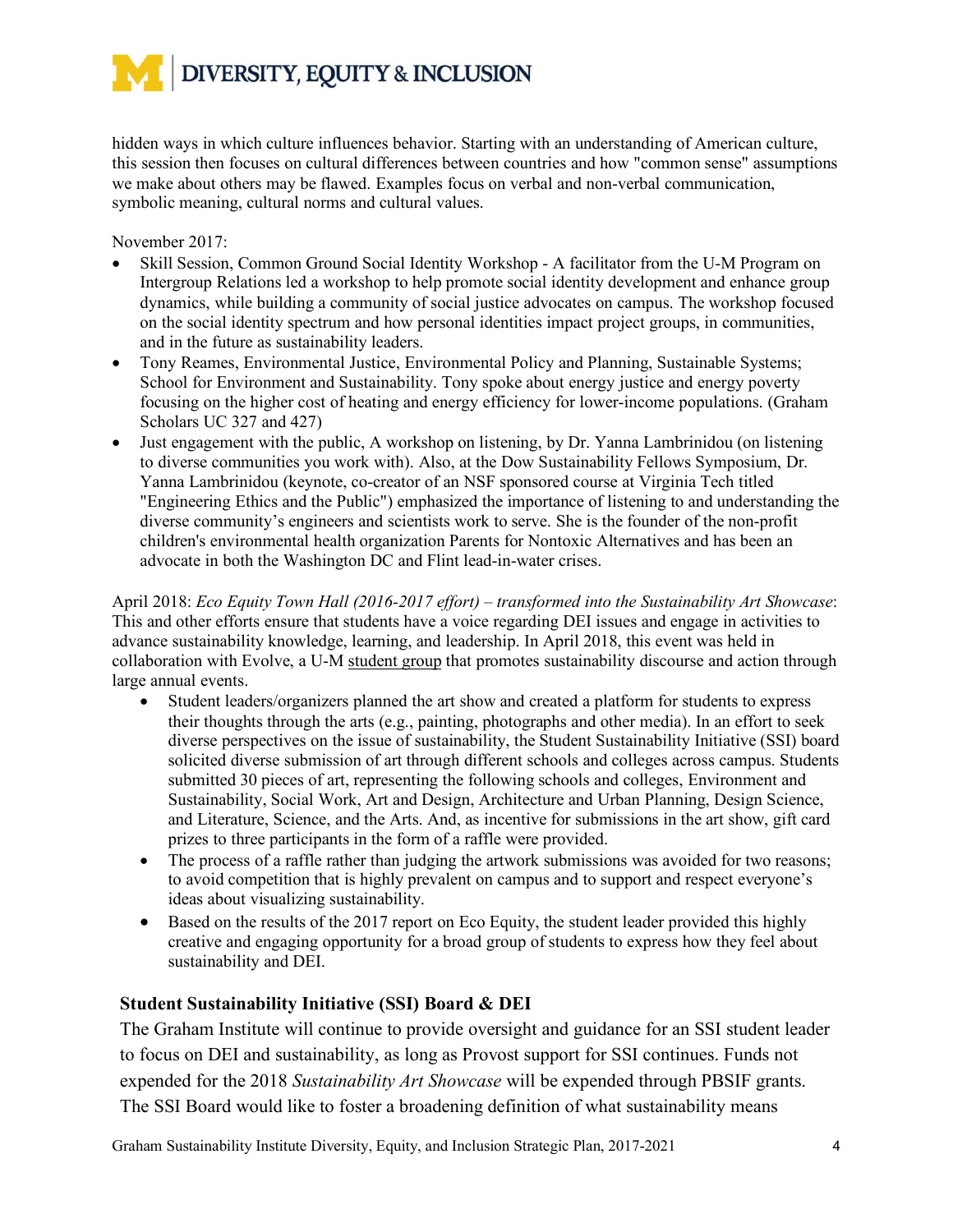hidden ways in which culture influences behavior. Starting with an understanding of American culture, this session then focuses on cultural differences between countries and how "common sense" assumptions we make about others may be flawed. Examples focus on verbal and non-verbal communication, symbolic meaning, cultural norms and cultural values.

November 2017:

- Skill Session, Common Ground Social Identity Workshop - A facilitator from the U-M Program on Intergroup Relations led a workshop to help promote social identity development and enhance group dynamics, while building a community of social justice advocates on campus. The workshop focused on the social identity spectrum and how personal identities impact project groups, in communities, and in the future as sustainability leaders.
- Tony Reames, Environmental Justice, Environmental Policy and Planning, Sustainable Systems; School for Environment and Sustainability. Tony spoke about energy justice and energy poverty focusing on the higher cost of heating and energy efficiency for lower-income populations. (Graham Scholars UC 327 and 427)
- Just engagement with the public, A workshop on listening, by Dr. Yanna Lambrinidou (on listening to diverse communities you work with). Also, at the Dow Sustainability Fellows Symposium, Dr. Yanna Lambrinidou (keynote, co-creator of an NSF sponsored course at Virginia Tech titled "Engineering Ethics and the Public") emphasized the importance of listening to and understanding the diverse community's engineers and scientists work to serve. She is the founder of the non-profit children's environmental health organization Parents for Nontoxic Alternatives and has been an advocate in both the Washington DC and Flint lead-in-water crises.

April 2018: *Eco Equity Town Hall (2016-2017 effort) – transformed into the Sustainability Art Showcase*: This and other efforts ensure that students have a voice regarding DEI issues and engage in activities to advance sustainability knowledge, learning, and leadership. In April 2018, this event was held in collaboration with Evolve, a U-M student group that promotes sustainability discourse and action through large annual events.

- Student leaders/organizers planned the art show and created a platform for students to express their thoughts through the arts (e.g., painting, photographs and other media). In an effort to seek diverse perspectives on the issue of sustainability, the Student Sustainability Initiative (SSI) board solicited diverse submission of art through different schools and colleges across campus. Students submitted 30 pieces of art, representing the following schools and colleges, Environment and Sustainability, Social Work, Art and Design, Architecture and Urban Planning, Design Science, and Literature, Science, and the Arts. And, as incentive for submissions in the art show, gift card prizes to three participants in the form of a raffle were provided.
- The process of a raffle rather than judging the artwork submissions was avoided for two reasons; to avoid competition that is highly prevalent on campus and to support and respect everyone's ideas about visualizing sustainability.
- Based on the results of the 2017 report on Eco Equity, the student leader provided this highly creative and engaging opportunity for a broad group of students to express how they feel about sustainability and DEI.

### Student Sustainability Initiative (SSI) Board & DEI

The Graham Institute will continue to provide oversight and guidance for an SSI student leader to focus on DEI and sustainability, as long as Provost support for SSI continues. Funds not expended for the 2018 *Sustainability Art Showcase* will be expended through PBSIF grants. The SSI Board would like to foster a broadening definition of what sustainability means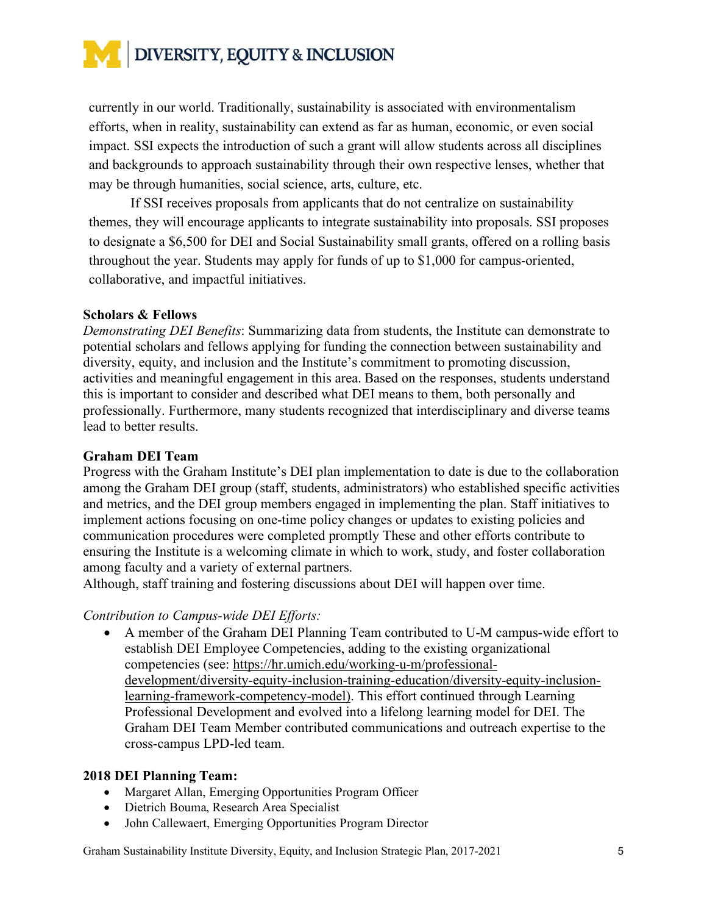currently in our world. Traditionally, sustainability is associated with environmentalism efforts, when in reality, sustainability can extend as far as human, economic, or even social impact. SSI expects the introduction of such a grant will allow students across all disciplines and backgrounds to approach sustainability through their own respective lenses, whether that may be through humanities, social science, arts, culture, etc.

If SSI receives proposals from applicants that do not centralize on sustainability themes, they will encourage applicants to integrate sustainability into proposals. SSI proposes to designate a $6,500 for DEI and Social Sustainability small grants, offered on a rolling basis throughout the year. Students may apply for funds of up to $1,000 for campus-oriented, collaborative, and impactful initiatives.

**Scholars & Fellows**

*Demonstrating DEI Benefits*: Summarizing data from students, the Institute can demonstrate to potential scholars and fellows applying for funding the connection between sustainability and diversity, equity, and inclusion and the Institute's commitment to promoting discussion, activities and meaningful engagement in this area. Based on the responses, students understand this is important to consider and described what DEI means to them, both personally and professionally. Furthermore, many students recognized that interdisciplinary and diverse teams lead to better results.

**Graham DEI Team**

Progress with the Graham Institute's DEI plan implementation to date is due to the collaboration among the Graham DEI group (staff, students, administrators) who established specific activities and metrics, and the DEI group members engaged in implementing the plan. Staff initiatives to implement actions focusing on one-time policy changes or updates to existing policies and communication procedures were completed promptly These and other efforts contribute to ensuring the Institute is a welcoming climate in which to work, study, and foster collaboration among faculty and a variety of external partners.

Although, staff training and fostering discussions about DEI will happen over time.

*Contribution to Campus-wide DEI Efforts:*

- A member of the Graham DEI Planning Team contributed to U-M campus-wide effort to establish DEI Employee Competencies, adding to the existing organizational competencies (see: https://hr.umich.edu/working-u-m/professional-development/diversity-equity-inclusion-training-education/diversity-equity-inclusion-learning-framework-competency-model). This effort continued through Learning Professional Development and evolved into a lifelong learning model for DEI. The Graham DEI Team Member contributed communications and outreach expertise to the cross-campus LPD-led team.

**2018 DEI Planning Team:**

- Margaret Allan, Emerging Opportunities Program Officer
- Dietrich Bouma, Research Area Specialist
- John Callewaert, Emerging Opportunities Program Director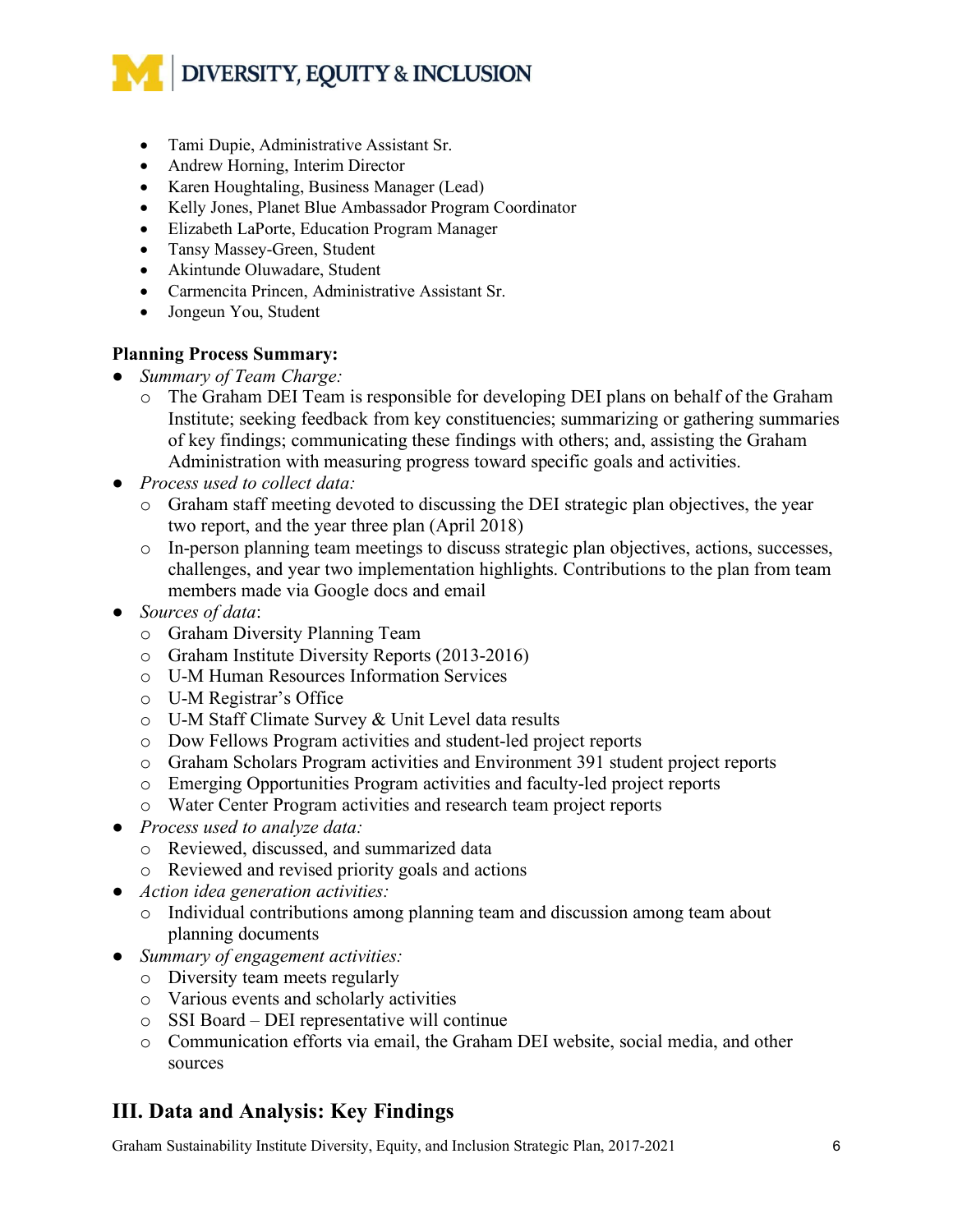- Tami Dupie, Administrative Assistant Sr.
- Andrew Horning, Interim Director
- Karen Houghtaling, Business Manager (Lead)
- Kelly Jones, Planet Blue Ambassador Program Coordinator
- Elizabeth LaPorte, Education Program Manager
- Tansy Massey-Green, Student
- Akintunde Oluwadare, Student
- Carmencita Princen, Administrative Assistant Sr.
- Jongeun You, Student

**Planning Process Summary:**

- *Summary of Team Charge:*
  - The Graham DEI Team is responsible for developing DEI plans on behalf of the Graham Institute; seeking feedback from key constituencies; summarizing or gathering summaries of key findings; communicating these findings with others; and, assisting the Graham Administration with measuring progress toward specific goals and activities.
- *Process used to collect data:*
  - Graham staff meeting devoted to discussing the DEI strategic plan objectives, the year two report, and the year three plan (April 2018)
  - In-person planning team meetings to discuss strategic plan objectives, actions, successes, challenges, and year two implementation highlights. Contributions to the plan from team members made via Google docs and email
- *Sources of data*:
  - Graham Diversity Planning Team
  - Graham Institute Diversity Reports (2013-2016)
  - U-M Human Resources Information Services
  - U-M Registrar's Office
  - U-M Staff Climate Survey & Unit Level data results
  - Dow Fellows Program activities and student-led project reports
  - Graham Scholars Program activities and Environment 391 student project reports
  - Emerging Opportunities Program activities and faculty-led project reports
  - Water Center Program activities and research team project reports
- *Process used to analyze data:*
  - Reviewed, discussed, and summarized data
  - Reviewed and revised priority goals and actions
- *Action idea generation activities:*
  - Individual contributions among planning team and discussion among team about planning documents
- *Summary of engagement activities:*
  - Diversity team meets regularly
  - Various events and scholarly activities
  - SSI Board – DEI representative will continue
  - Communication efforts via email, the Graham DEI website, social media, and other sources

## III. Data and Analysis: Key Findings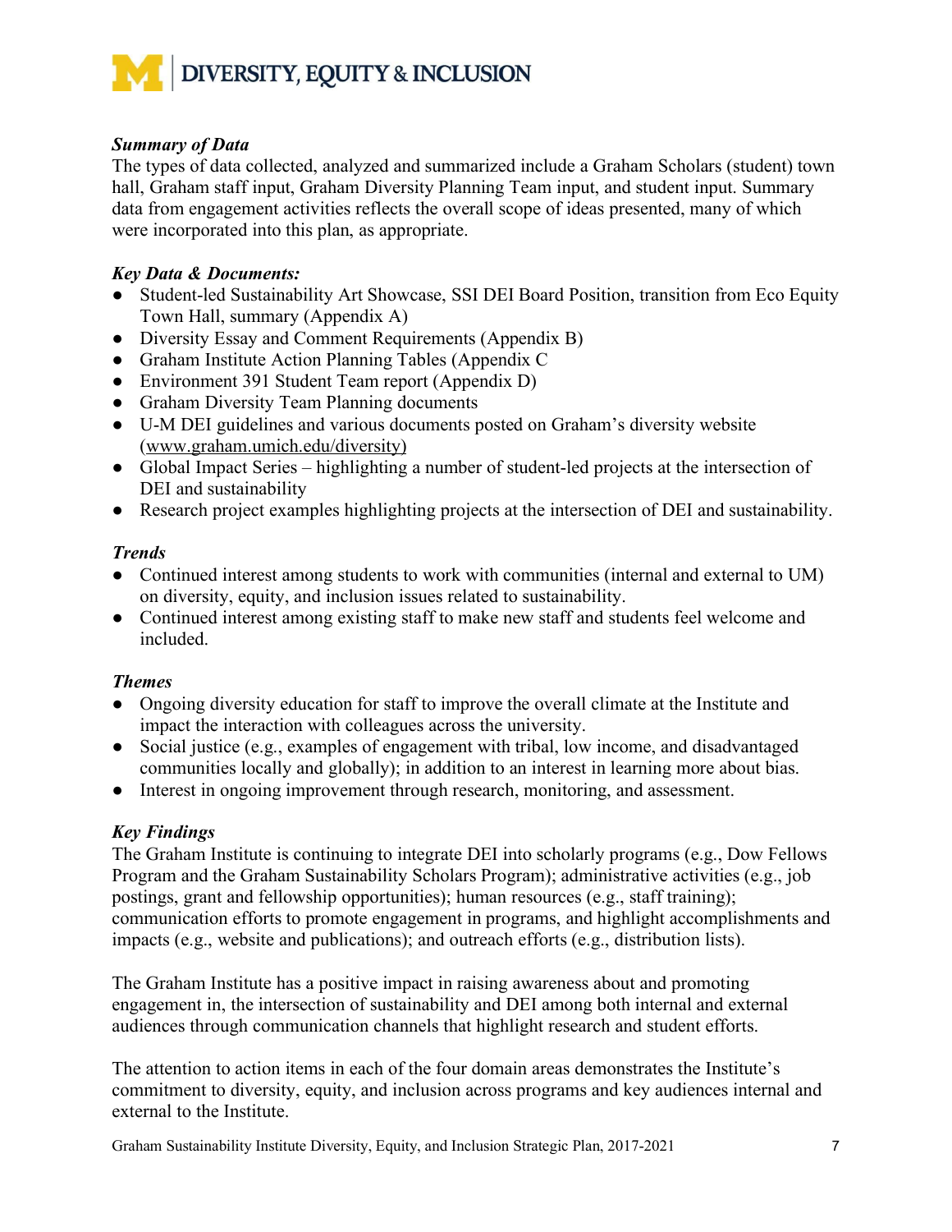***Summary of Data***

The types of data collected, analyzed and summarized include a Graham Scholars (student) town hall, Graham staff input, Graham Diversity Planning Team input, and student input. Summary data from engagement activities reflects the overall scope of ideas presented, many of which were incorporated into this plan, as appropriate.

***Key Data & Documents:***

- Student-led Sustainability Art Showcase, SSI DEI Board Position, transition from Eco Equity Town Hall, summary (Appendix A)
- Diversity Essay and Comment Requirements (Appendix B)
- Graham Institute Action Planning Tables (Appendix C
- Environment 391 Student Team report (Appendix D)
- Graham Diversity Team Planning documents
- U-M DEI guidelines and various documents posted on Graham's diversity website (www.graham.umich.edu/diversity)
- Global Impact Series – highlighting a number of student-led projects at the intersection of DEI and sustainability
- Research project examples highlighting projects at the intersection of DEI and sustainability.

***Trends***

- Continued interest among students to work with communities (internal and external to UM) on diversity, equity, and inclusion issues related to sustainability.
- Continued interest among existing staff to make new staff and students feel welcome and included.

***Themes***

- Ongoing diversity education for staff to improve the overall climate at the Institute and impact the interaction with colleagues across the university.
- Social justice (e.g., examples of engagement with tribal, low income, and disadvantaged communities locally and globally); in addition to an interest in learning more about bias.
- Interest in ongoing improvement through research, monitoring, and assessment.

***Key Findings***

The Graham Institute is continuing to integrate DEI into scholarly programs (e.g., Dow Fellows Program and the Graham Sustainability Scholars Program); administrative activities (e.g., job postings, grant and fellowship opportunities); human resources (e.g., staff training); communication efforts to promote engagement in programs, and highlight accomplishments and impacts (e.g., website and publications); and outreach efforts (e.g., distribution lists).

The Graham Institute has a positive impact in raising awareness about and promoting engagement in, the intersection of sustainability and DEI among both internal and external audiences through communication channels that highlight research and student efforts.

The attention to action items in each of the four domain areas demonstrates the Institute's commitment to diversity, equity, and inclusion across programs and key audiences internal and external to the Institute.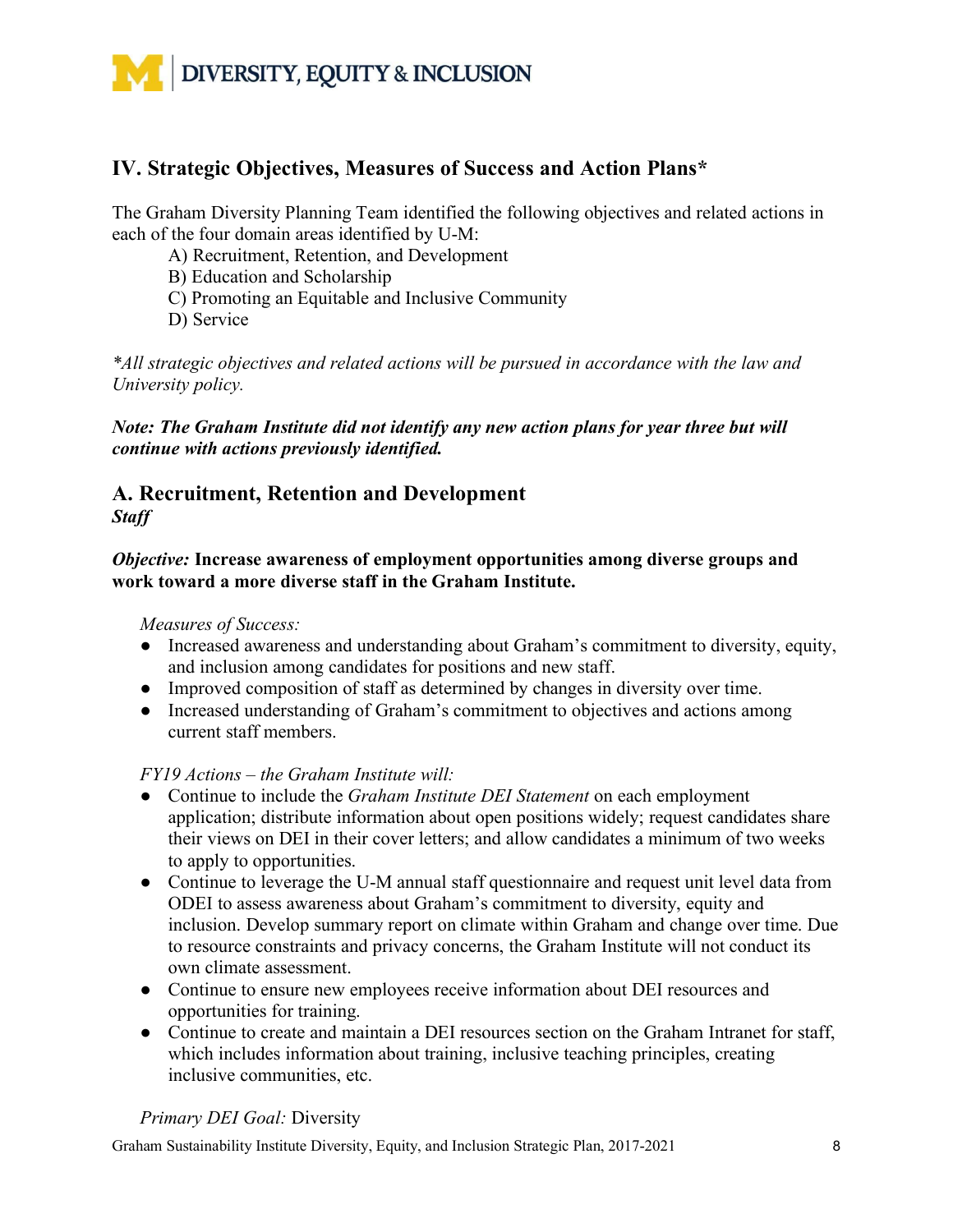## IV. Strategic Objectives, Measures of Success and Action Plans*

The Graham Diversity Planning Team identified the following objectives and related actions in each of the four domain areas identified by U-M:

A) Recruitment, Retention, and Development
B) Education and Scholarship
C) Promoting an Equitable and Inclusive Community
D) Service

*\*All strategic objectives and related actions will be pursued in accordance with the law and University policy.*

***Note: The Graham Institute did not identify any new action plans for year three but will continue with actions previously identified.***

### A. Recruitment, Retention and Development

***Staff***

***Objective:*** **Increase awareness of employment opportunities among diverse groups and work toward a more diverse staff in the Graham Institute.**

*Measures of Success:*

- Increased awareness and understanding about Graham's commitment to diversity, equity, and inclusion among candidates for positions and new staff.
- Improved composition of staff as determined by changes in diversity over time.
- Increased understanding of Graham's commitment to objectives and actions among current staff members.

*FY19 Actions – the Graham Institute will:*

- Continue to include the *Graham Institute DEI Statement* on each employment application; distribute information about open positions widely; request candidates share their views on DEI in their cover letters; and allow candidates a minimum of two weeks to apply to opportunities.
- Continue to leverage the U-M annual staff questionnaire and request unit level data from ODEI to assess awareness about Graham's commitment to diversity, equity and inclusion. Develop summary report on climate within Graham and change over time. Due to resource constraints and privacy concerns, the Graham Institute will not conduct its own climate assessment.
- Continue to ensure new employees receive information about DEI resources and opportunities for training.
- Continue to create and maintain a DEI resources section on the Graham Intranet for staff, which includes information about training, inclusive teaching principles, creating inclusive communities, etc.

*Primary DEI Goal:* Diversity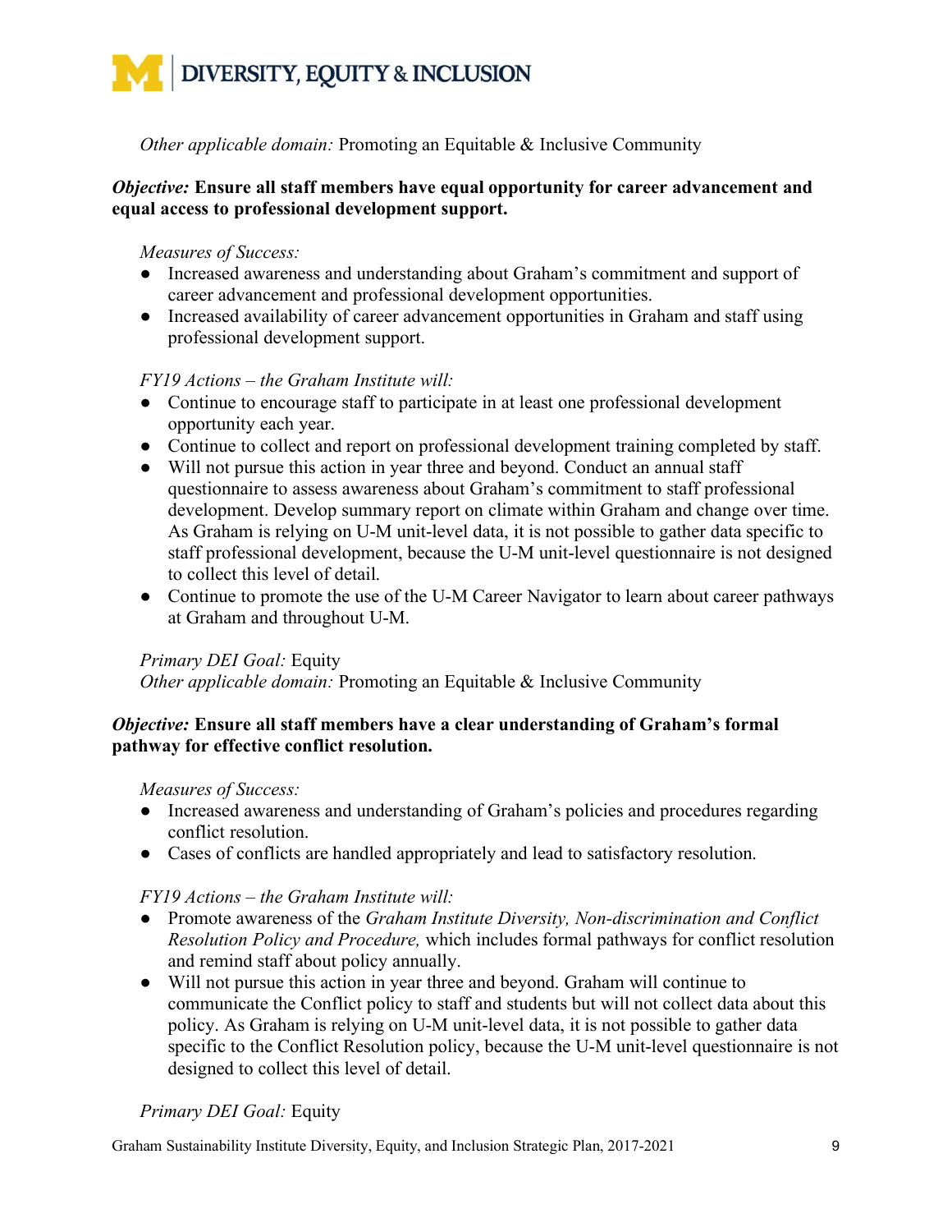*Other applicable domain:* Promoting an Equitable & Inclusive Community

***Objective:* Ensure all staff members have equal opportunity for career advancement and equal access to professional development support.**

*Measures of Success:*

- Increased awareness and understanding about Graham's commitment and support of career advancement and professional development opportunities.
- Increased availability of career advancement opportunities in Graham and staff using professional development support.

*FY19 Actions – the Graham Institute will:*

- Continue to encourage staff to participate in at least one professional development opportunity each year.
- Continue to collect and report on professional development training completed by staff.
- Will not pursue this action in year three and beyond. Conduct an annual staff questionnaire to assess awareness about Graham's commitment to staff professional development. Develop summary report on climate within Graham and change over time. As Graham is relying on U-M unit-level data, it is not possible to gather data specific to staff professional development, because the U-M unit-level questionnaire is not designed to collect this level of detail.
- Continue to promote the use of the U-M Career Navigator to learn about career pathways at Graham and throughout U-M.

*Primary DEI Goal:* Equity
*Other applicable domain:* Promoting an Equitable & Inclusive Community

***Objective:* Ensure all staff members have a clear understanding of Graham's formal pathway for effective conflict resolution.**

*Measures of Success:*

- Increased awareness and understanding of Graham's policies and procedures regarding conflict resolution.
- Cases of conflicts are handled appropriately and lead to satisfactory resolution.

*FY19 Actions – the Graham Institute will:*

- Promote awareness of the *Graham Institute Diversity, Non-discrimination and Conflict Resolution Policy and Procedure,* which includes formal pathways for conflict resolution and remind staff about policy annually.
- Will not pursue this action in year three and beyond. Graham will continue to communicate the Conflict policy to staff and students but will not collect data about this policy. As Graham is relying on U-M unit-level data, it is not possible to gather data specific to the Conflict Resolution policy, because the U-M unit-level questionnaire is not designed to collect this level of detail.

*Primary DEI Goal:* Equity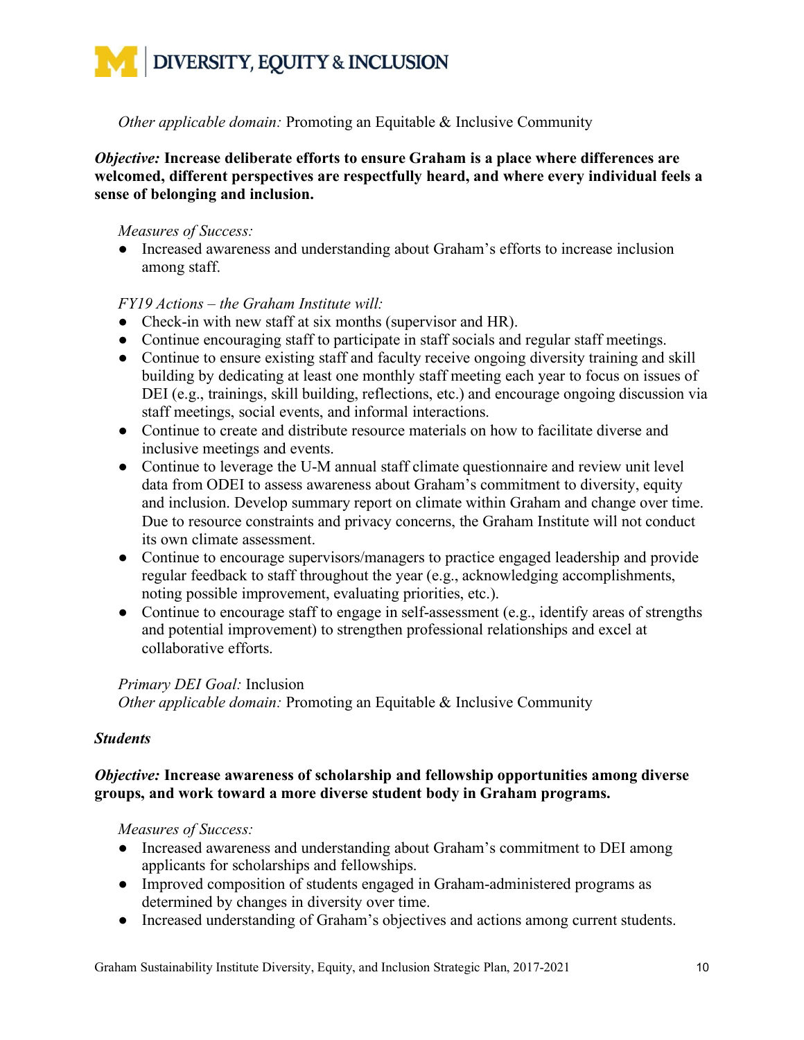*Other applicable domain:* Promoting an Equitable & Inclusive Community

***Objective:* Increase deliberate efforts to ensure Graham is a place where differences are welcomed, different perspectives are respectfully heard, and where every individual feels a sense of belonging and inclusion.**

*Measures of Success:*

- Increased awareness and understanding about Graham's efforts to increase inclusion among staff.

*FY19 Actions – the Graham Institute will:*

- Check-in with new staff at six months (supervisor and HR).
- Continue encouraging staff to participate in staff socials and regular staff meetings.
- Continue to ensure existing staff and faculty receive ongoing diversity training and skill building by dedicating at least one monthly staff meeting each year to focus on issues of DEI (e.g., trainings, skill building, reflections, etc.) and encourage ongoing discussion via staff meetings, social events, and informal interactions.
- Continue to create and distribute resource materials on how to facilitate diverse and inclusive meetings and events.
- Continue to leverage the U-M annual staff climate questionnaire and review unit level data from ODEI to assess awareness about Graham's commitment to diversity, equity and inclusion. Develop summary report on climate within Graham and change over time. Due to resource constraints and privacy concerns, the Graham Institute will not conduct its own climate assessment.
- Continue to encourage supervisors/managers to practice engaged leadership and provide regular feedback to staff throughout the year (e.g., acknowledging accomplishments, noting possible improvement, evaluating priorities, etc.).
- Continue to encourage staff to engage in self-assessment (e.g., identify areas of strengths and potential improvement) to strengthen professional relationships and excel at collaborative efforts.

*Primary DEI Goal:* Inclusion
*Other applicable domain:* Promoting an Equitable & Inclusive Community

***Students***

***Objective:* Increase awareness of scholarship and fellowship opportunities among diverse groups, and work toward a more diverse student body in Graham programs.**

*Measures of Success:*

- Increased awareness and understanding about Graham's commitment to DEI among applicants for scholarships and fellowships.
- Improved composition of students engaged in Graham-administered programs as determined by changes in diversity over time.
- Increased understanding of Graham's objectives and actions among current students.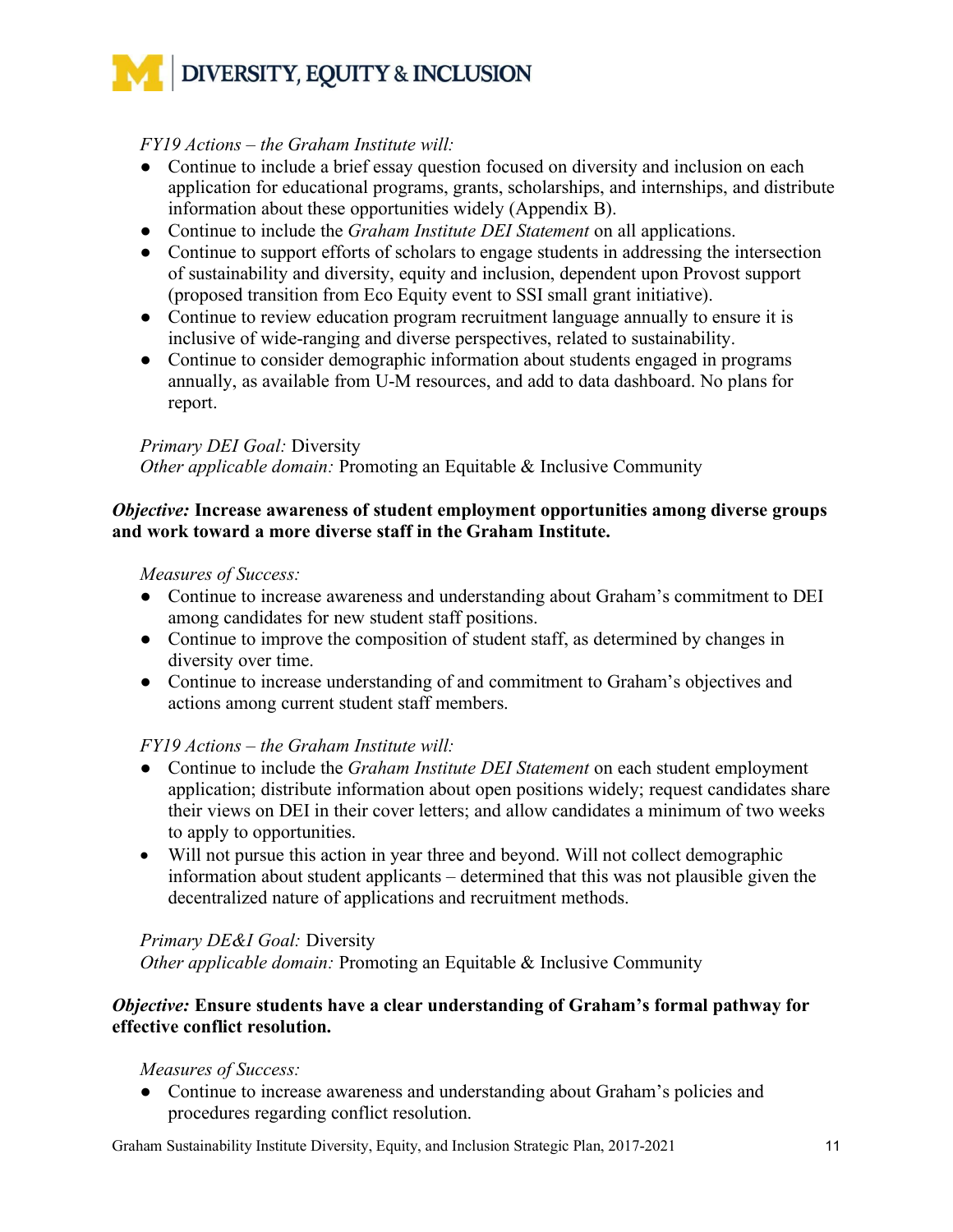*FY19 Actions – the Graham Institute will:*

- Continue to include a brief essay question focused on diversity and inclusion on each application for educational programs, grants, scholarships, and internships, and distribute information about these opportunities widely (Appendix B).
- Continue to include the *Graham Institute DEI Statement* on all applications.
- Continue to support efforts of scholars to engage students in addressing the intersection of sustainability and diversity, equity and inclusion, dependent upon Provost support (proposed transition from Eco Equity event to SSI small grant initiative).
- Continue to review education program recruitment language annually to ensure it is inclusive of wide-ranging and diverse perspectives, related to sustainability.
- Continue to consider demographic information about students engaged in programs annually, as available from U-M resources, and add to data dashboard. No plans for report.

*Primary DEI Goal:* Diversity
*Other applicable domain:* Promoting an Equitable & Inclusive Community

***Objective:* Increase awareness of student employment opportunities among diverse groups and work toward a more diverse staff in the Graham Institute.**

*Measures of Success:*

- Continue to increase awareness and understanding about Graham's commitment to DEI among candidates for new student staff positions.
- Continue to improve the composition of student staff, as determined by changes in diversity over time.
- Continue to increase understanding of and commitment to Graham's objectives and actions among current student staff members.

*FY19 Actions – the Graham Institute will:*

- Continue to include the *Graham Institute DEI Statement* on each student employment application; distribute information about open positions widely; request candidates share their views on DEI in their cover letters; and allow candidates a minimum of two weeks to apply to opportunities.
- Will not pursue this action in year three and beyond. Will not collect demographic information about student applicants – determined that this was not plausible given the decentralized nature of applications and recruitment methods.

*Primary DE&I Goal:* Diversity
*Other applicable domain:* Promoting an Equitable & Inclusive Community

***Objective:* Ensure students have a clear understanding of Graham's formal pathway for effective conflict resolution.**

*Measures of Success:*

- Continue to increase awareness and understanding about Graham's policies and procedures regarding conflict resolution.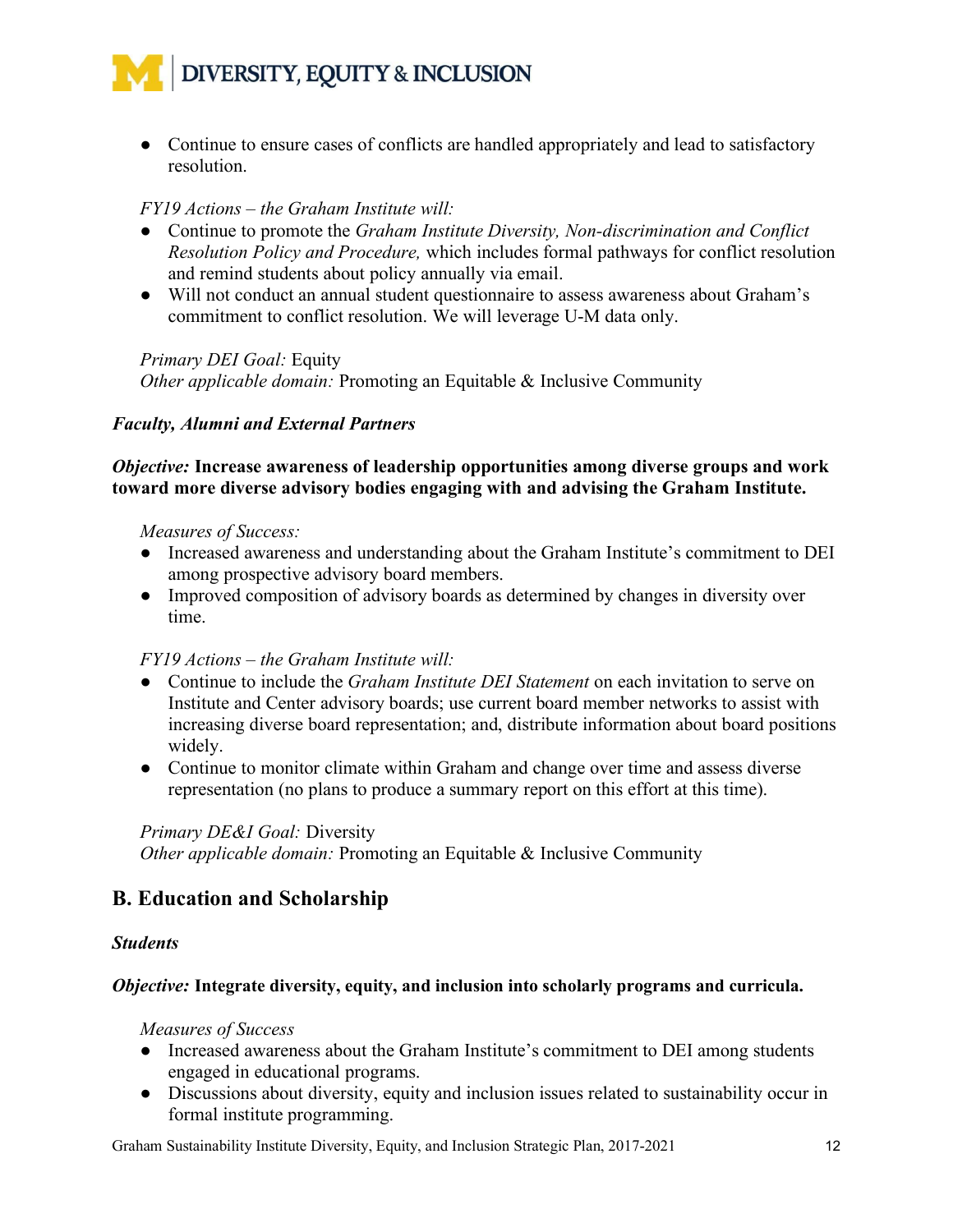- Continue to ensure cases of conflicts are handled appropriately and lead to satisfactory resolution.

*FY19 Actions – the Graham Institute will:*

- Continue to promote the *Graham Institute Diversity, Non-discrimination and Conflict Resolution Policy and Procedure,* which includes formal pathways for conflict resolution and remind students about policy annually via email.
- Will not conduct an annual student questionnaire to assess awareness about Graham's commitment to conflict resolution. We will leverage U-M data only.

*Primary DEI Goal:* Equity
*Other applicable domain:* Promoting an Equitable & Inclusive Community

***Faculty, Alumni and External Partners***

***Objective:* Increase awareness of leadership opportunities among diverse groups and work toward more diverse advisory bodies engaging with and advising the Graham Institute.**

*Measures of Success:*

- Increased awareness and understanding about the Graham Institute's commitment to DEI among prospective advisory board members.
- Improved composition of advisory boards as determined by changes in diversity over time.

*FY19 Actions – the Graham Institute will:*

- Continue to include the *Graham Institute DEI Statement* on each invitation to serve on Institute and Center advisory boards; use current board member networks to assist with increasing diverse board representation; and, distribute information about board positions widely.
- Continue to monitor climate within Graham and change over time and assess diverse representation (no plans to produce a summary report on this effort at this time).

*Primary DE&I Goal:* Diversity
*Other applicable domain:* Promoting an Equitable & Inclusive Community

## B. Education and Scholarship

***Students***

***Objective:* Integrate diversity, equity, and inclusion into scholarly programs and curricula.**

*Measures of Success*

- Increased awareness about the Graham Institute's commitment to DEI among students engaged in educational programs.
- Discussions about diversity, equity and inclusion issues related to sustainability occur in formal institute programming.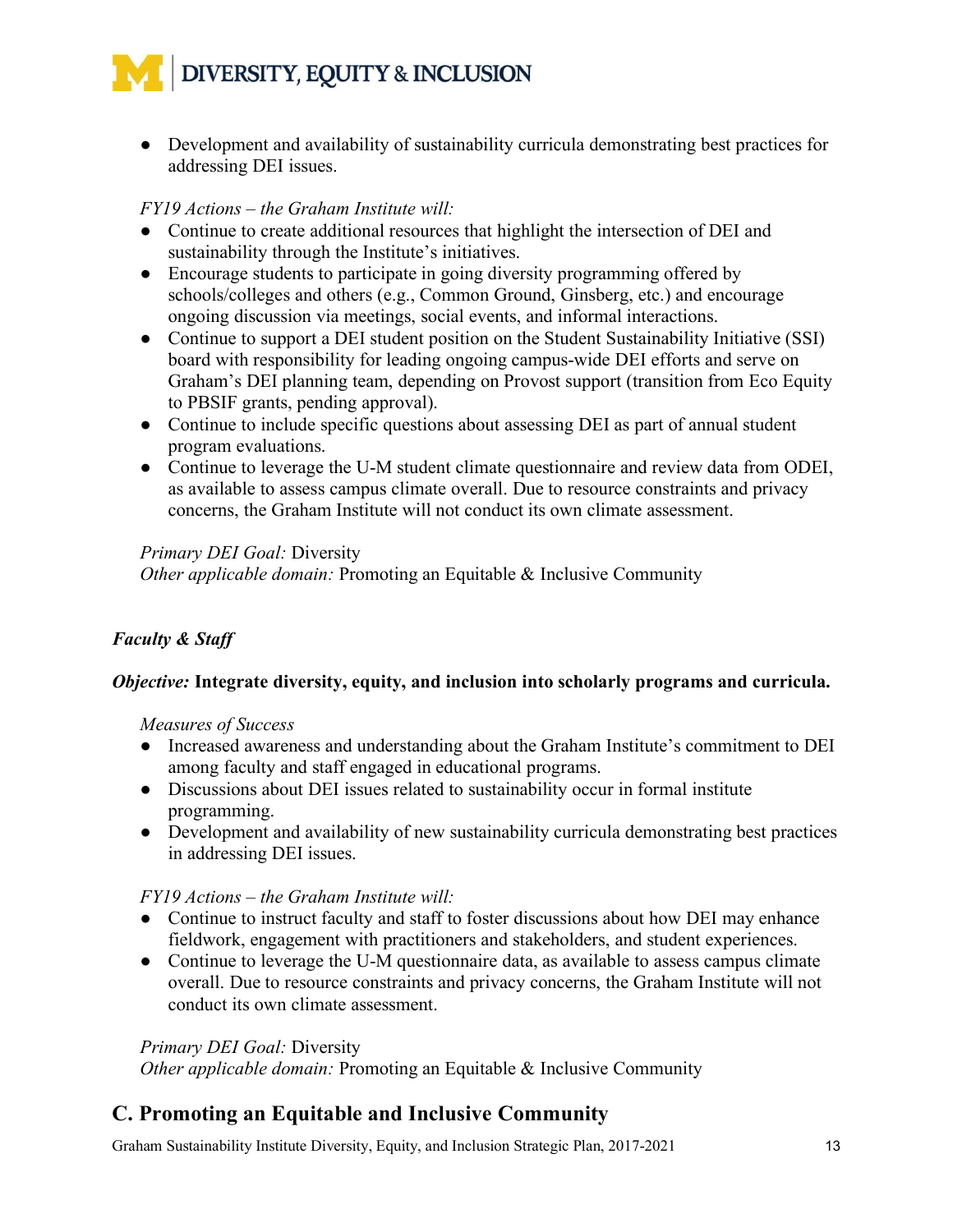- Development and availability of sustainability curricula demonstrating best practices for addressing DEI issues.

*FY19 Actions – the Graham Institute will:*

- Continue to create additional resources that highlight the intersection of DEI and sustainability through the Institute's initiatives.
- Encourage students to participate in going diversity programming offered by schools/colleges and others (e.g., Common Ground, Ginsberg, etc.) and encourage ongoing discussion via meetings, social events, and informal interactions.
- Continue to support a DEI student position on the Student Sustainability Initiative (SSI) board with responsibility for leading ongoing campus-wide DEI efforts and serve on Graham's DEI planning team, depending on Provost support (transition from Eco Equity to PBSIF grants, pending approval).
- Continue to include specific questions about assessing DEI as part of annual student program evaluations.
- Continue to leverage the U-M student climate questionnaire and review data from ODEI, as available to assess campus climate overall. Due to resource constraints and privacy concerns, the Graham Institute will not conduct its own climate assessment.

*Primary DEI Goal:* Diversity
*Other applicable domain:* Promoting an Equitable & Inclusive Community

***Faculty & Staff***

***Objective:* Integrate diversity, equity, and inclusion into scholarly programs and curricula.**

*Measures of Success*

- Increased awareness and understanding about the Graham Institute's commitment to DEI among faculty and staff engaged in educational programs.
- Discussions about DEI issues related to sustainability occur in formal institute programming.
- Development and availability of new sustainability curricula demonstrating best practices in addressing DEI issues.

*FY19 Actions – the Graham Institute will:*

- Continue to instruct faculty and staff to foster discussions about how DEI may enhance fieldwork, engagement with practitioners and stakeholders, and student experiences.
- Continue to leverage the U-M questionnaire data, as available to assess campus climate overall. Due to resource constraints and privacy concerns, the Graham Institute will not conduct its own climate assessment.

*Primary DEI Goal:* Diversity
*Other applicable domain:* Promoting an Equitable & Inclusive Community

## C. Promoting an Equitable and Inclusive Community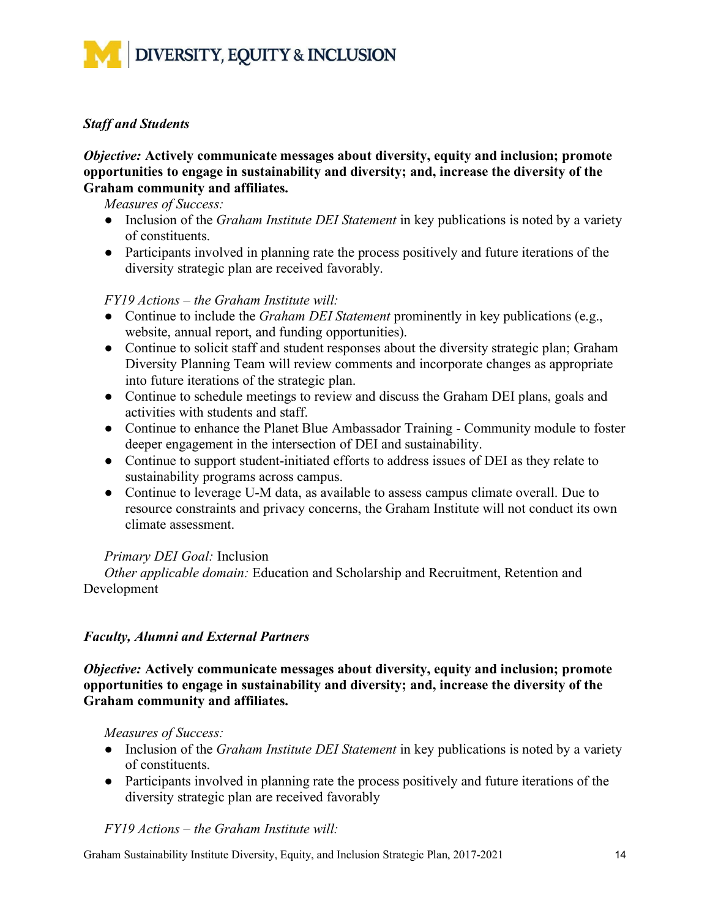***Staff and Students***

***Objective:* Actively communicate messages about diversity, equity and inclusion; promote opportunities to engage in sustainability and diversity; and, increase the diversity of the Graham community and affiliates.**

*Measures of Success:*

- Inclusion of the *Graham Institute DEI Statement* in key publications is noted by a variety of constituents.
- Participants involved in planning rate the process positively and future iterations of the diversity strategic plan are received favorably.

*FY19 Actions – the Graham Institute will:*

- Continue to include the *Graham DEI Statement* prominently in key publications (e.g., website, annual report, and funding opportunities).
- Continue to solicit staff and student responses about the diversity strategic plan; Graham Diversity Planning Team will review comments and incorporate changes as appropriate into future iterations of the strategic plan.
- Continue to schedule meetings to review and discuss the Graham DEI plans, goals and activities with students and staff.
- Continue to enhance the Planet Blue Ambassador Training - Community module to foster deeper engagement in the intersection of DEI and sustainability.
- Continue to support student-initiated efforts to address issues of DEI as they relate to sustainability programs across campus.
- Continue to leverage U-M data, as available to assess campus climate overall. Due to resource constraints and privacy concerns, the Graham Institute will not conduct its own climate assessment.

*Primary DEI Goal:* Inclusion
*Other applicable domain:* Education and Scholarship and Recruitment, Retention and Development

***Faculty, Alumni and External Partners***

***Objective:* Actively communicate messages about diversity, equity and inclusion; promote opportunities to engage in sustainability and diversity; and, increase the diversity of the Graham community and affiliates.**

*Measures of Success:*

- Inclusion of the *Graham Institute DEI Statement* in key publications is noted by a variety of constituents.
- Participants involved in planning rate the process positively and future iterations of the diversity strategic plan are received favorably

*FY19 Actions – the Graham Institute will:*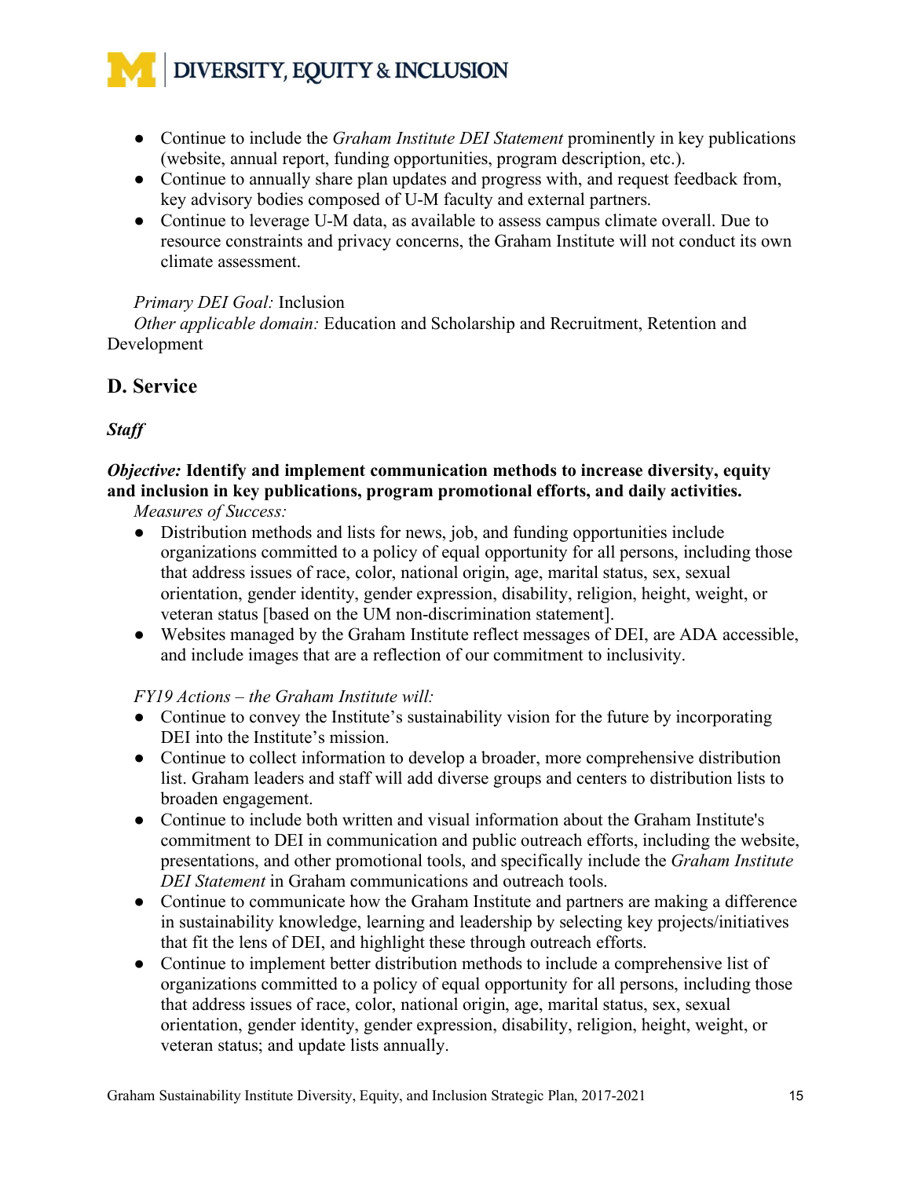- Continue to include the *Graham Institute DEI Statement* prominently in key publications (website, annual report, funding opportunities, program description, etc.).
- Continue to annually share plan updates and progress with, and request feedback from, key advisory bodies composed of U-M faculty and external partners.
- Continue to leverage U-M data, as available to assess campus climate overall. Due to resource constraints and privacy concerns, the Graham Institute will not conduct its own climate assessment.

*Primary DEI Goal:* Inclusion
*Other applicable domain:* Education and Scholarship and Recruitment, Retention and Development

## D. Service

***Staff***

***Objective:*** **Identify and implement communication methods to increase diversity, equity and inclusion in key publications, program promotional efforts, and daily activities.**

*Measures of Success:*

- Distribution methods and lists for news, job, and funding opportunities include organizations committed to a policy of equal opportunity for all persons, including those that address issues of race, color, national origin, age, marital status, sex, sexual orientation, gender identity, gender expression, disability, religion, height, weight, or veteran status [based on the UM non-discrimination statement].
- Websites managed by the Graham Institute reflect messages of DEI, are ADA accessible, and include images that are a reflection of our commitment to inclusivity.

*FY19 Actions – the Graham Institute will:*

- Continue to convey the Institute's sustainability vision for the future by incorporating DEI into the Institute's mission.
- Continue to collect information to develop a broader, more comprehensive distribution list. Graham leaders and staff will add diverse groups and centers to distribution lists to broaden engagement.
- Continue to include both written and visual information about the Graham Institute's commitment to DEI in communication and public outreach efforts, including the website, presentations, and other promotional tools, and specifically include the *Graham Institute DEI Statement* in Graham communications and outreach tools.
- Continue to communicate how the Graham Institute and partners are making a difference in sustainability knowledge, learning and leadership by selecting key projects/initiatives that fit the lens of DEI, and highlight these through outreach efforts.
- Continue to implement better distribution methods to include a comprehensive list of organizations committed to a policy of equal opportunity for all persons, including those that address issues of race, color, national origin, age, marital status, sex, sexual orientation, gender identity, gender expression, disability, religion, height, weight, or veteran status; and update lists annually.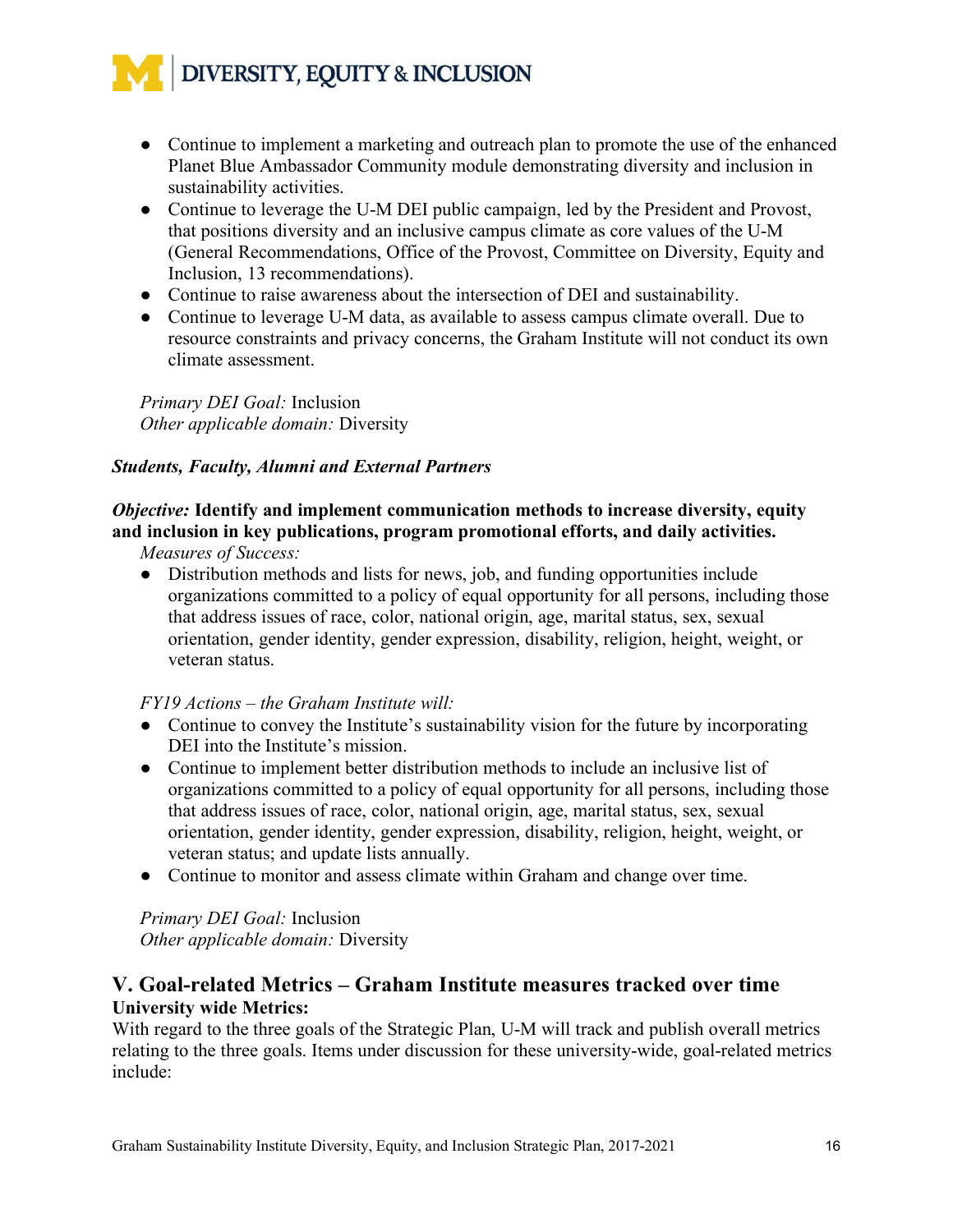- Continue to implement a marketing and outreach plan to promote the use of the enhanced Planet Blue Ambassador Community module demonstrating diversity and inclusion in sustainability activities.
- Continue to leverage the U-M DEI public campaign, led by the President and Provost, that positions diversity and an inclusive campus climate as core values of the U-M (General Recommendations, Office of the Provost, Committee on Diversity, Equity and Inclusion, 13 recommendations).
- Continue to raise awareness about the intersection of DEI and sustainability.
- Continue to leverage U-M data, as available to assess campus climate overall. Due to resource constraints and privacy concerns, the Graham Institute will not conduct its own climate assessment.

*Primary DEI Goal:* Inclusion
*Other applicable domain:* Diversity

***Students, Faculty, Alumni and External Partners***

***Objective:* Identify and implement communication methods to increase diversity, equity and inclusion in key publications, program promotional efforts, and daily activities.**

*Measures of Success:*

- Distribution methods and lists for news, job, and funding opportunities include organizations committed to a policy of equal opportunity for all persons, including those that address issues of race, color, national origin, age, marital status, sex, sexual orientation, gender identity, gender expression, disability, religion, height, weight, or veteran status.

*FY19 Actions – the Graham Institute will:*

- Continue to convey the Institute's sustainability vision for the future by incorporating DEI into the Institute's mission.
- Continue to implement better distribution methods to include an inclusive list of organizations committed to a policy of equal opportunity for all persons, including those that address issues of race, color, national origin, age, marital status, sex, sexual orientation, gender identity, gender expression, disability, religion, height, weight, or veteran status; and update lists annually.
- Continue to monitor and assess climate within Graham and change over time.

*Primary DEI Goal:* Inclusion
*Other applicable domain:* Diversity

## V. Goal-related Metrics – Graham Institute measures tracked over time

**University wide Metrics:**

With regard to the three goals of the Strategic Plan, U-M will track and publish overall metrics relating to the three goals. Items under discussion for these university-wide, goal-related metrics include: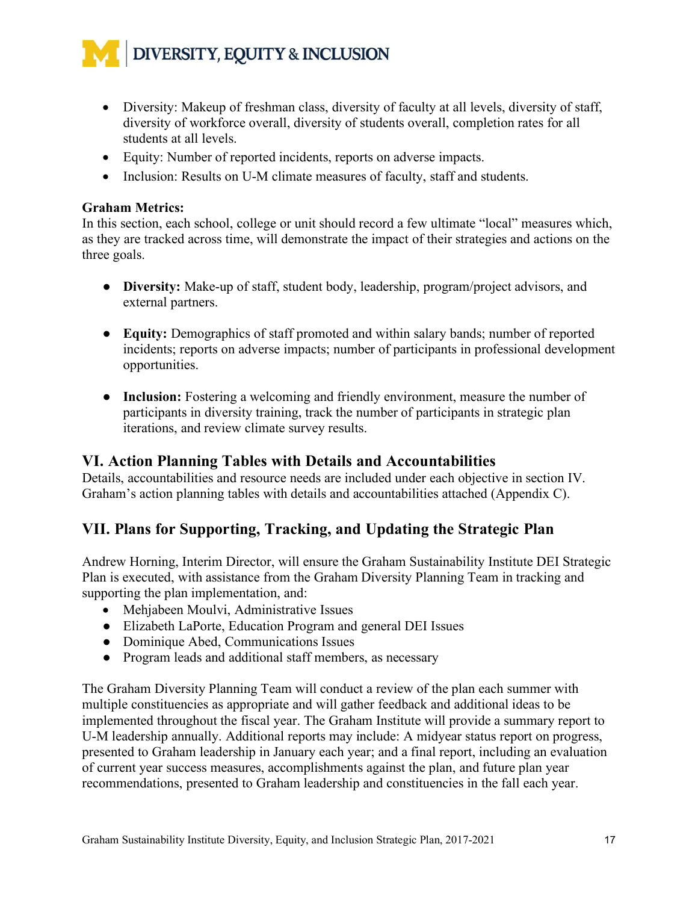- Diversity: Makeup of freshman class, diversity of faculty at all levels, diversity of staff, diversity of workforce overall, diversity of students overall, completion rates for all students at all levels.
- Equity: Number of reported incidents, reports on adverse impacts.
- Inclusion: Results on U-M climate measures of faculty, staff and students.

**Graham Metrics:**
In this section, each school, college or unit should record a few ultimate "local" measures which, as they are tracked across time, will demonstrate the impact of their strategies and actions on the three goals.

- **Diversity:** Make-up of staff, student body, leadership, program/project advisors, and external partners.
- **Equity:** Demographics of staff promoted and within salary bands; number of reported incidents; reports on adverse impacts; number of participants in professional development opportunities.
- **Inclusion:** Fostering a welcoming and friendly environment, measure the number of participants in diversity training, track the number of participants in strategic plan iterations, and review climate survey results.

## VI. Action Planning Tables with Details and Accountabilities

Details, accountabilities and resource needs are included under each objective in section IV. Graham's action planning tables with details and accountabilities attached (Appendix C).

## VII. Plans for Supporting, Tracking, and Updating the Strategic Plan

Andrew Horning, Interim Director, will ensure the Graham Sustainability Institute DEI Strategic Plan is executed, with assistance from the Graham Diversity Planning Team in tracking and supporting the plan implementation, and:

- Mehjabeen Moulvi, Administrative Issues
- Elizabeth LaPorte, Education Program and general DEI Issues
- Dominique Abed, Communications Issues
- Program leads and additional staff members, as necessary

The Graham Diversity Planning Team will conduct a review of the plan each summer with multiple constituencies as appropriate and will gather feedback and additional ideas to be implemented throughout the fiscal year. The Graham Institute will provide a summary report to U-M leadership annually. Additional reports may include: A midyear status report on progress, presented to Graham leadership in January each year; and a final report, including an evaluation of current year success measures, accomplishments against the plan, and future plan year recommendations, presented to Graham leadership and constituencies in the fall each year.